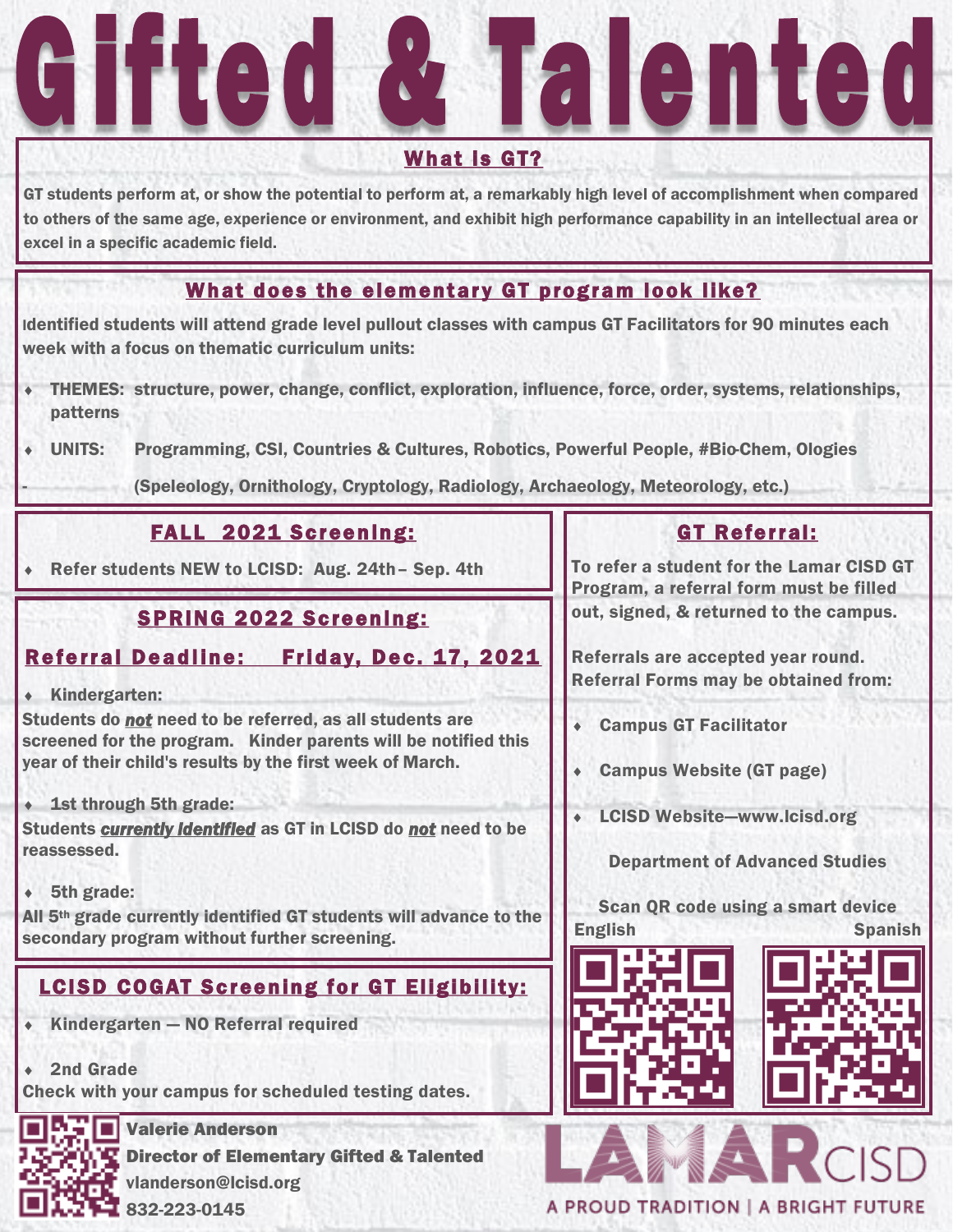# Gifted & Talented

## What is GT?

GT students perform at, or show the potential to perform at, a remarkably high level of accomplishment when compared to others of the same age, experience or environment, and exhibit high performance capability in an intellectual area or excel in a specific academic field.

## What does the elementary GT program look like?

Identified students will attend grade level pullout classes with campus GT Facilitators for 90 minutes each week with a focus on thematic curriculum units:

- THEMES: structure, power, change, conflict, exploration, influence, force, order, systems, relationships, patterns
- UNITS: Programming, CSI, Countries & Cultures, Robotics, Powerful People, #Bio-Chem, Ologies (Speleology, Ornithology, Cryptology, Radiology, Archaeology, Meteorology, etc.)

## FALL 2021 Screening:

- Refer students NEW to LCISD: Aug. 24th – Sep. 4th

## SPRING 2022 Screening:

### Referral Deadline: Friday, Dec. 17, 2021

- Kindergarten:

Students do ***not*** need to be referred, as all students are screened for the program. Kinder parents will be notified this year of their child's results by the first week of March.

- 1st through 5th grade:

Students ***currently identified*** as GT in LCISD do ***not*** need to be reassessed.

- 5th grade:

All 5th grade currently identified GT students will advance to the secondary program without further screening.

## LCISD COGAT Screening for GT Eligibility:

- Kindergarten — NO Referral required
- 2nd Grade

Check with your campus for scheduled testing dates.

## GT Referral:

To refer a student for the Lamar CISD GT Program, a referral form must be filled out, signed, & returned to the campus.

Referrals are accepted year round. Referral Forms may be obtained from:

- Campus GT Facilitator
- Campus Website (GT page)
- LCISD Website—www.lcisd.org

Department of Advanced Studies

Scan QR code using a smart device

English | Spanish

Valerie Anderson
Director of Elementary Gifted & Talented
vlanderson@lcisd.org
832-223-0145

LAMAR CISD
A PROUD TRADITION | A BRIGHT FUTURE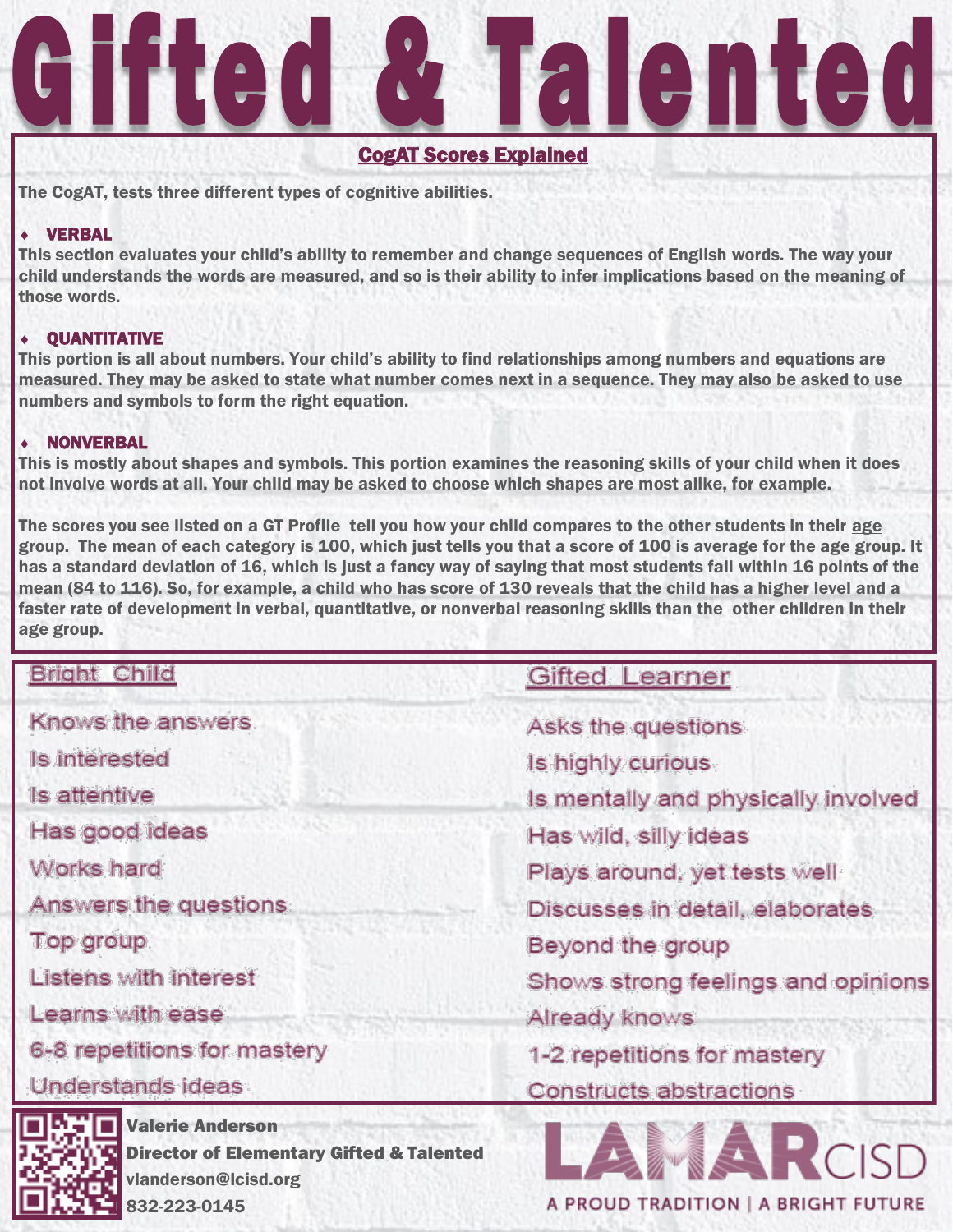# Gifted & Talented

## CogAT Scores Explained

**The CogAT, tests three different types of cognitive abilities.**

- **VERBAL**

**This section evaluates your child's ability to remember and change sequences of English words. The way your child understands the words are measured, and so is their ability to infer implications based on the meaning of those words.**

- **QUANTITATIVE**

**This portion is all about numbers. Your child's ability to find relationships among numbers and equations are measured. They may be asked to state what number comes next in a sequence. They may also be asked to use numbers and symbols to form the right equation.**

- **NONVERBAL**

**This is mostly about shapes and symbols. This portion examines the reasoning skills of your child when it does not involve words at all. Your child may be asked to choose which shapes are most alike, for example.**

**The scores you see listed on a GT Profile tell you how your child compares to the other students in their age group. The mean of each category is 100, which just tells you that a score of 100 is average for the age group. It has a standard deviation of 16, which is just a fancy way of saying that most students fall within 16 points of the mean (84 to 116). So, for example, a child who has score of 130 reveals that the child has a higher level and a faster rate of development in verbal, quantitative, or nonverbal reasoning skills than the other children in their age group.**

| Bright Child | Gifted Learner |
|---|---|
| Knows the answers | Asks the questions |
| Is interested | Is highly curious |
| Is attentive | Is mentally and physically involved |
| Has good ideas | Has wild, silly ideas |
| Works hard | Plays around, yet tests well |
| Answers the questions | Discusses in detail, elaborates |
| Top group | Beyond the group |
| Listens with interest | Shows strong feelings and opinions |
| Learns with ease | Already knows |
| 6-8 repetitions for mastery | 1-2 repetitions for mastery |
| Understands ideas | Constructs abstractions |

**Valerie Anderson**
**Director of Elementary Gifted & Talented**
**vlanderson@lcisd.org**
**832-223-0145**

LAMAR CISD
A PROUD TRADITION | A BRIGHT FUTURE